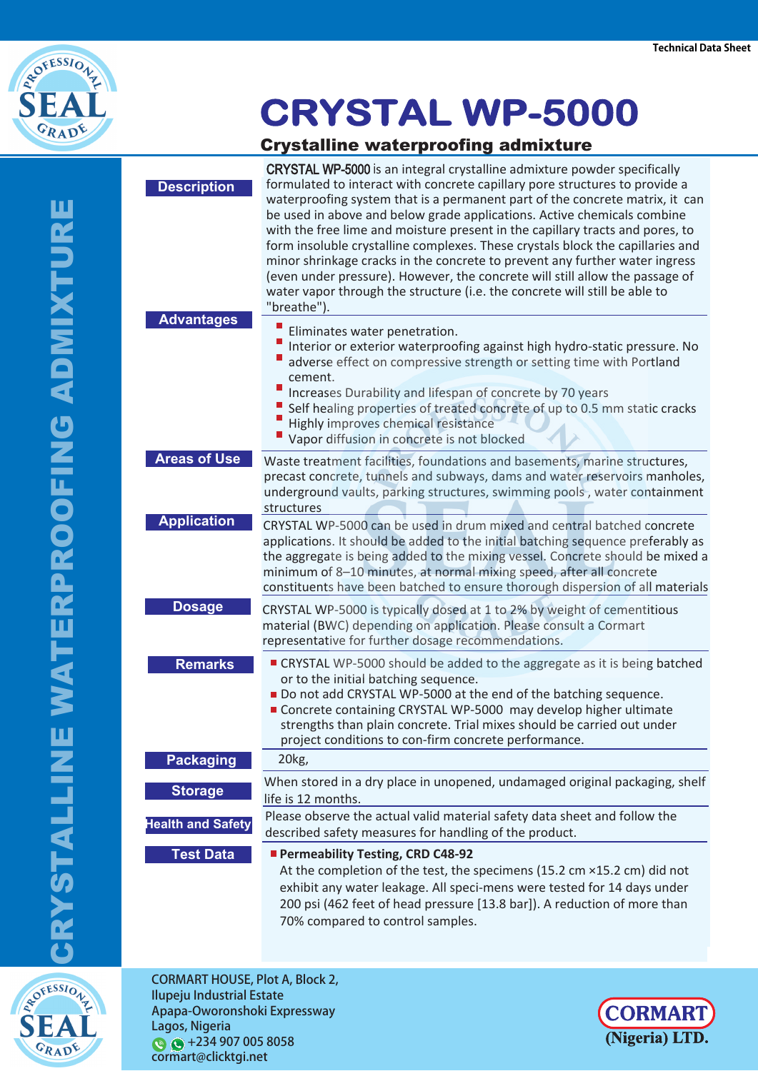Technical Data Sheet

# CRYSTAL WP-5000

## Crystalline waterproofing admixture

CRYSTALLINE WATERPROOFING ADMIXTURE

### Description

CRYSTAL WP-5000 is an integral crystalline admixture powder specifically formulated to interact with concrete capillary pore structures to provide a waterproofing system that is a permanent part of the concrete matrix, it can be used in above and below grade applications. Active chemicals combine with the free lime and moisture present in the capillary tracts and pores, to form insoluble crystalline complexes. These crystals block the capillaries and minor shrinkage cracks in the concrete to prevent any further water ingress (even under pressure). However, the concrete will still allow the passage of water vapor through the structure (i.e. the concrete will still be able to "breathe").

### Advantages

- Eliminates water penetration.
- Interior or exterior waterproofing against high hydro-static pressure. No
- adverse effect on compressive strength or setting time with Portland cement.
- Increases Durability and lifespan of concrete by 70 years
- Self healing properties of treated concrete of up to 0.5 mm static cracks
- Highly improves chemical resistance
- Vapor diffusion in concrete is not blocked

### Areas of Use

Waste treatment facilities, foundations and basements, marine structures, precast concrete, tunnels and subways, dams and water reservoirs manholes, underground vaults, parking structures, swimming pools , water containment structures

### Application

CRYSTAL WP-5000 can be used in drum mixed and central batched concrete applications. It should be added to the initial batching sequence preferably as the aggregate is being added to the mixing vessel. Concrete should be mixed a minimum of 8–10 minutes, at normal mixing speed, after all concrete constituents have been batched to ensure thorough dispersion of all materials

### Dosage

CRYSTAL WP-5000 is typically dosed at 1 to 2% by weight of cementitious material (BWC) depending on application. Please consult a Cormart representative for further dosage recommendations.

### Remarks

- CRYSTAL WP-5000 should be added to the aggregate as it is being batched or to the initial batching sequence.
- Do not add CRYSTAL WP-5000 at the end of the batching sequence.
- Concrete containing CRYSTAL WP-5000 may develop higher ultimate strengths than plain concrete. Trial mixes should be carried out under project conditions to con-firm concrete performance.

### Packaging

20kg,

### Storage

When stored in a dry place in unopened, undamaged original packaging, shelf life is 12 months.

### Health and Safety

Please observe the actual valid material safety data sheet and follow the described safety measures for handling of the product.

### Test Data

- **Permeability Testing, CRD C48-92**

  At the completion of the test, the specimens (15.2 cm ×15.2 cm) did not exhibit any water leakage. All speci-mens were tested for 14 days under 200 psi (462 feet of head pressure [13.8 bar]). A reduction of more than 70% compared to control samples.

CORMART HOUSE, Plot A, Block 2,
Ilupeju Industrial Estate
Apapa-Oworonshoki Expressway
Lagos, Nigeria
+234 907 005 8058
cormart@clicktgi.net

CORMART (Nigeria) LTD.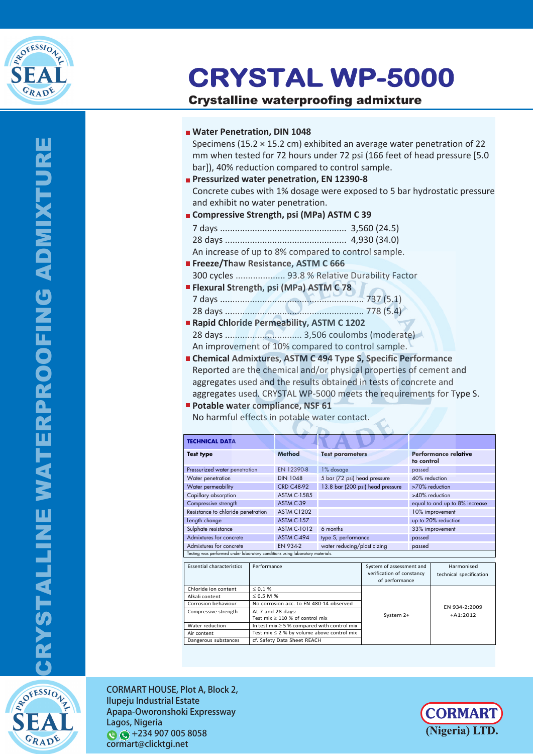# CRYSTAL WP-5000

**Crystalline waterproofing admixture**

CRYSTALLINE WATERPROOFING ADMIXTURE

- **Water Penetration, DIN 1048**
  Specimens (15.2 × 15.2 cm) exhibited an average water penetration of 22 mm when tested for 72 hours under 72 psi (166 feet of head pressure [5.0 bar]), 40% reduction compared to control sample.
- **Pressurized water penetration, EN 12390-8**
  Concrete cubes with 1% dosage were exposed to 5 bar hydrostatic pressure and exhibit no water penetration.
- **Compressive Strength, psi (MPa) ASTM C 39**
  7 days .................................................. 3,560 (24.5)
  28 days ................................................ 4,930 (34.0)
  An increase of up to 8% compared to control sample.
- **Freeze/Thaw Resistance, ASTM C 666**
  300 cycles .................... 93.8 % Relative Durability Factor
- **Flexural Strength, psi (MPa) ASTM C 78**
  7 days ........................................................ 737 (5.1)
  28 days ...................................................... 778 (5.4)
- **Rapid Chloride Permeability, ASTM C 1202**
  28 days ............................. 3,506 coulombs (moderate)
  An improvement of 10% compared to control sample.
- **Chemical Admixtures, ASTM C 494 Type S, Specific Performance**
  Reported are the chemical and/or physical properties of cement and aggregates used and the results obtained in tests of concrete and aggregates used. CRYSTAL WP-5000 meets the requirements for Type S.
- **Potable water compliance, NSF 61**
  No harmful effects in potable water contact.

| TECHNICAL DATA | | | |
|---|---|---|---|
| **Test type** | **Method** | **Test parameters** | **Performance relative to control** |
| Pressurized water penetration | EN 12390-8 | 1% dosage | passed |
| Water penetration | DIN 1048 | 5 bar (72 psi) head pressure | 40% reduction |
| Water permeability | CRD C48-92 | 13.8 bar (200 psi) head pressure | >70% reduction |
| Capillary absorption | ASTM C-1585 | | >40% reduction |
| Compressive strength | ASTM C-39 | | equal to and up to 8% increase |
| Resistance to chloride penetration | ASTM C1202 | | 10% improvement |
| Length change | ASTM C-157 | | up to 20% reduction |
| Sulphate resistance | ASTM C-1012 | 6 months | 33% improvement |
| Admixtures for concrete | ASTM C-494 | type S, performance | passed |
| Admixtures for concrete | EN 934-2 | water reducing/plasticizing | passed |

Testing was performed under laboratory conditions using laboratory materials.

| Essential characteristics | Performance | System of assessment and verification of constancy of performance | Harmonised technical specification |
|---|---|---|---|
| Chloride ion content | ≤ 0.1 % | System 2+ | EN 934-2:2009 +A1:2012 |
| Alkali content | ≤ 6.5 M % | | |
| Corrosion behaviour | No corrosion acc. to EN 480-14 observed | | |
| Compressive strength | At 7 and 28 days: Test mix ≥ 110 % of control mix | | |
| Water reduction | In test mix ≥ 5 % compared with control mix | | |
| Air content | Test mix ≤ 2 % by volume above control mix | | |
| Dangerous substances | cf. Safety Data Sheet REACH | | |

CORMART HOUSE, Plot A, Block 2,
Ilupeju Industrial Estate
Apapa-Oworonshoki Expressway
Lagos, Nigeria
+234 907 005 8058
cormart@clicktgi.net

CORMART (Nigeria) LTD.